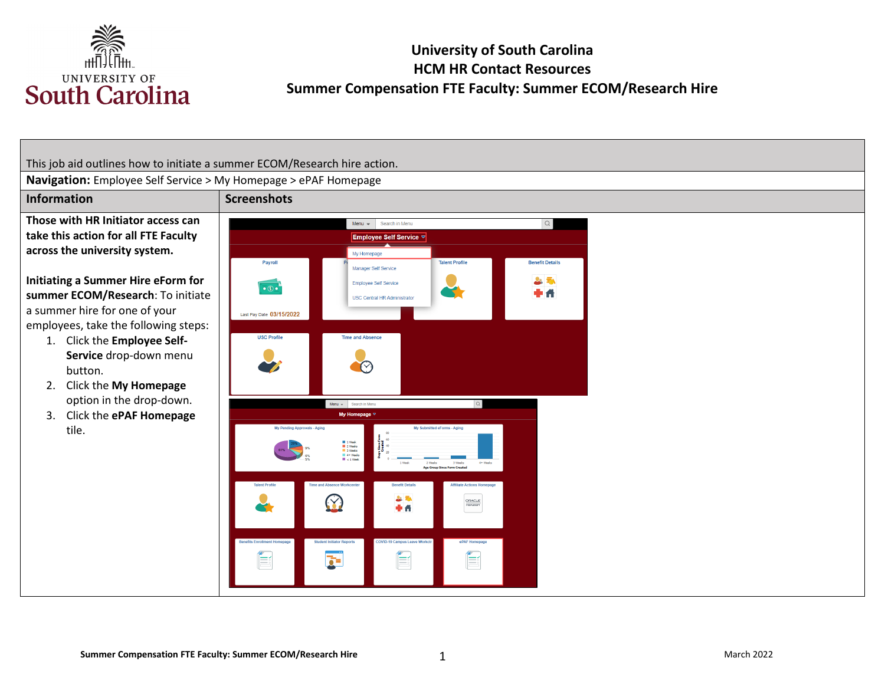# University of South Carolina
## HCM HR Contact Resources
## Summer Compensation FTE Faculty: Summer ECOM/Research Hire

This job aid outlines how to initiate a summer ECOM/Research hire action.

**Navigation:** Employee Self Service > My Homepage > ePAF Homepage

| Information | Screenshots |
|---|---|
| **Those with HR Initiator access can take this action for all FTE Faculty across the university system.**<br><br>**Initiating a Summer Hire eForm for summer ECOM/Research**: To initiate a summer hire for one of your employees, take the following steps:<br>1. Click the **Employee Self-Service** drop-down menu button.<br>2. Click the **My Homepage** option in the drop-down.<br>3. Click the **ePAF Homepage** tile. | |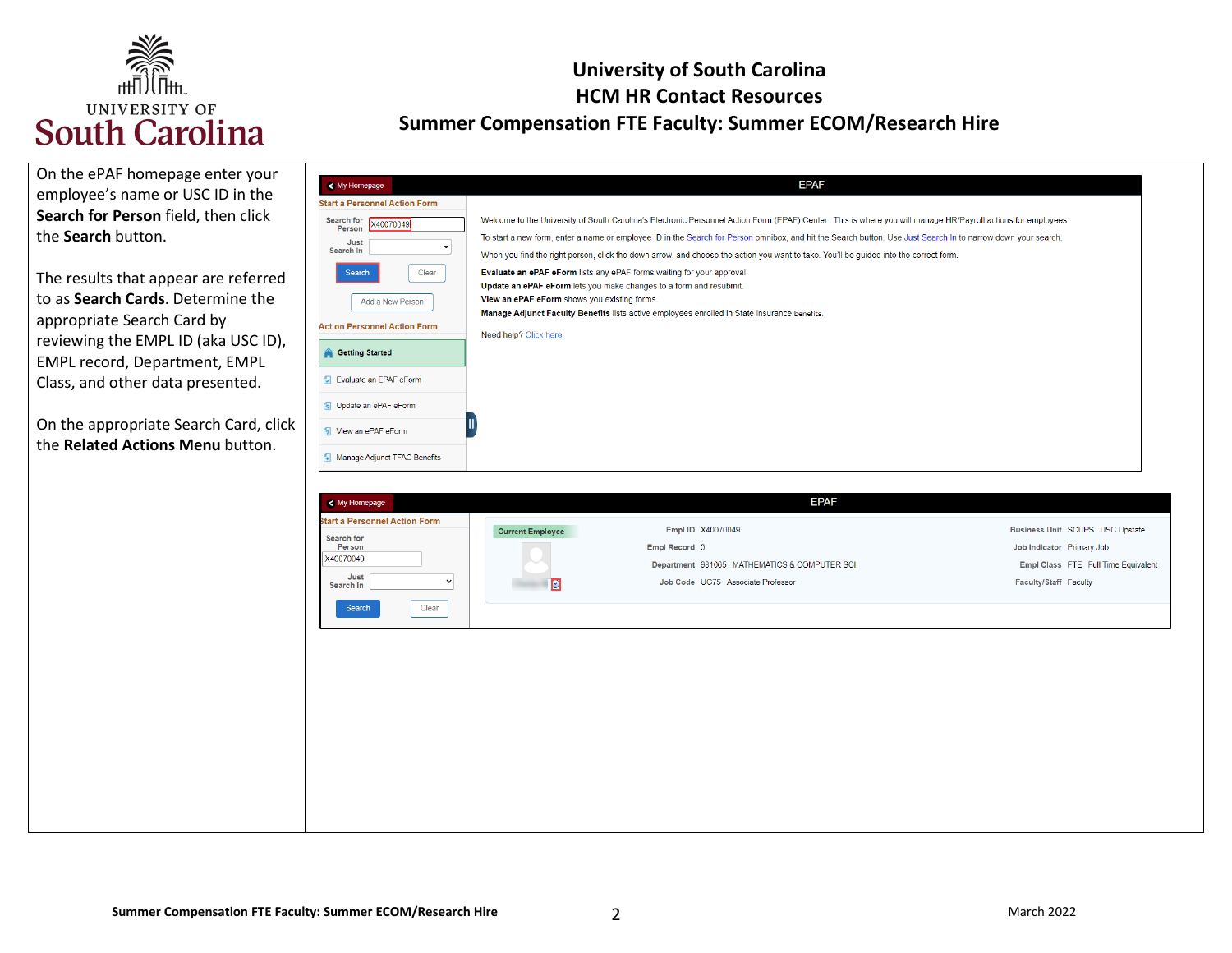# University of South Carolina
## HCM HR Contact Resources
## Summer Compensation FTE Faculty: Summer ECOM/Research Hire

On the ePAF homepage enter your employee's name or USC ID in the **Search for Person** field, then click the **Search** button.

The results that appear are referred to as **Search Cards**. Determine the appropriate Search Card by reviewing the EMPL ID (aka USC ID), EMPL record, Department, EMPL Class, and other data presented.

On the appropriate Search Card, click the **Related Actions Menu** button.

My Homepage | EPAF

**Start a Personnel Action Form**

Search for Person: X40070049

Just Search In

Search | Clear

Add a New Person

**Act on Personnel Action Form**

- Getting Started
- Evaluate an EPAF eForm
- Update an ePAF eForm
- View an ePAF eForm
- Manage Adjunct TFAC Benefits

Welcome to the University of South Carolina's Electronic Personnel Action Form (EPAF) Center. This is where you will manage HR/Payroll actions for employees.

To start a new form, enter a name or employee ID in the Search for Person omnibox, and hit the Search button. Use Just Search In to narrow down your search.

When you find the right person, click the down arrow, and choose the action you want to take. You'll be guided into the correct form.

**Evaluate an ePAF eForm** lists any ePAF forms waiting for your approval.
**Update an ePAF eForm** lets you make changes to a form and resubmit.
**View an ePAF eForm** shows you existing forms.
**Manage Adjunct Faculty Benefits** lists active employees enrolled in State insurance benefits.

Need help? Click here

My Homepage | EPAF

**Start a Personnel Action Form**

Search for Person: X40070049

Just Search In

Search | Clear

Current Employee

| | | | |
|---|---|---|---|
| Empl ID | X40070049 | Business Unit | SCUPS USC Upstate |
| Empl Record | 0 | Job Indicator | Primary Job |
| Department | 981065 MATHEMATICS & COMPUTER SCI | Empl Class | FTE Full Time Equivalent |
| Job Code | UG75 Associate Professor | Faculty/Staff | Faculty |

Summer Compensation FTE Faculty: Summer ECOM/Research Hire — March 2022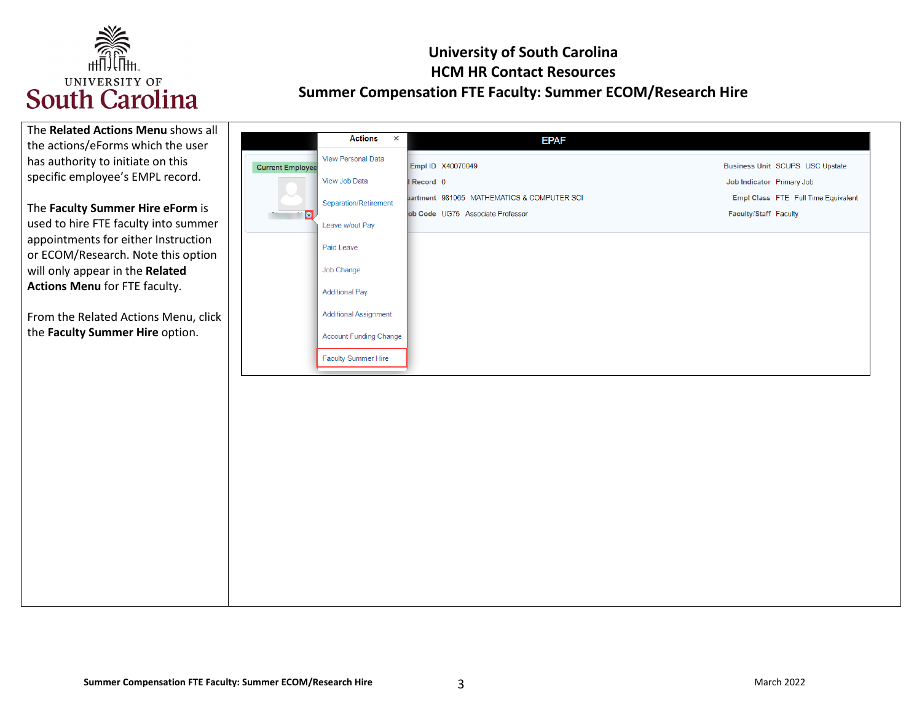The **Related Actions Menu** shows all the actions/eForms which the user has authority to initiate on this specific employee's EMPL record.

The **Faculty Summer Hire eForm** is used to hire FTE faculty into summer appointments for either Instruction or ECOM/Research. Note this option will only appear in the **Related Actions Menu** for FTE faculty.

From the Related Actions Menu, click the **Faculty Summer Hire** option.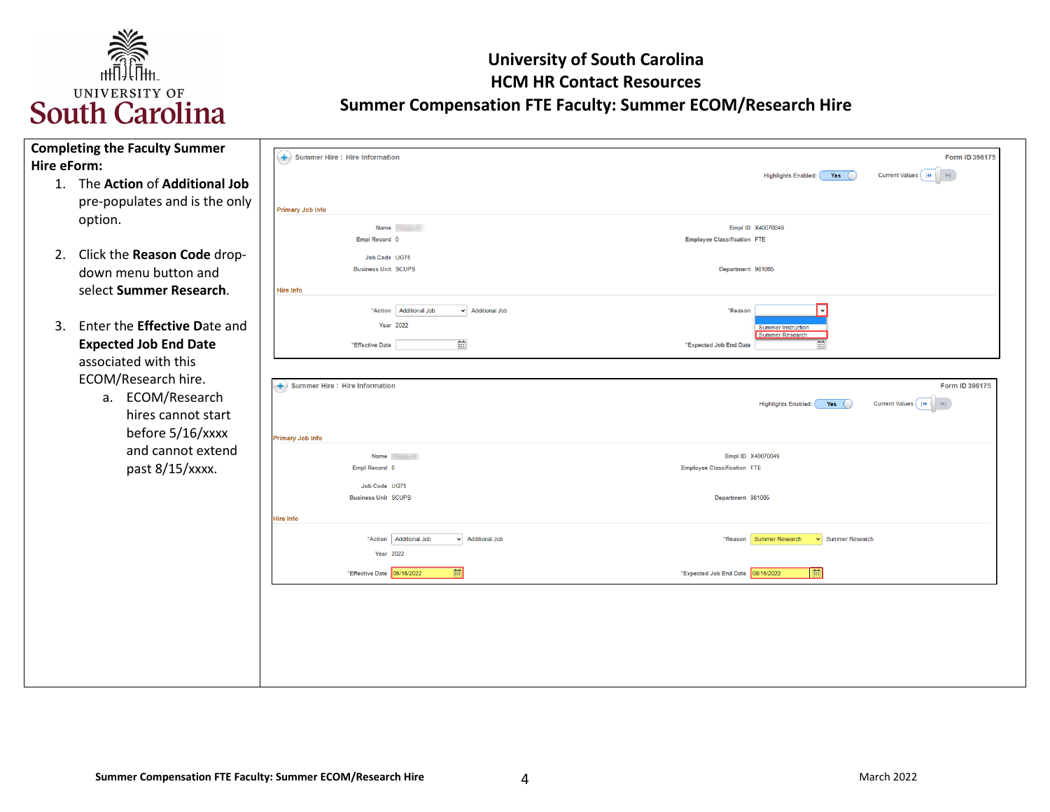# University of South Carolina
## HCM HR Contact Resources
## Summer Compensation FTE Faculty: Summer ECOM/Research Hire

**Completing the Faculty Summer Hire eForm:**

1. The **Action** of **Additional Job** pre-populates and is the only option.

2. Click the **Reason Code** drop-down menu button and select **Summer Research**.

3. Enter the **Effective** Date and **Expected Job End Date** associated with this ECOM/Research hire.
   a. ECOM/Research hires cannot start before 5/16/xxxx and cannot extend past 8/15/xxxx.

Summer Hire : Hire Information — Form ID 396175

Highlights Enabled: Yes — Current Values

**Primary Job Info**

| | | | |
|---|---|---|---|
| Name | | Empl ID | X40070049 |
| Empl Record | 0 | Employee Classification | FTE |
| Job Code | UG75 | | |
| Business Unit | SCUPS | Department | 981065 |

**Hire Info**

| | | | |
|---|---|---|---|
| *Action | Additional Job — Additional Job | *Reason | Summer Instruction / Summer Research |
| Year | 2022 | | |
| *Effective Date | | *Expected Job End Date | |

Summer Hire : Hire Information — Form ID 396175

Highlights Enabled: Yes — Current Values

**Primary Job Info**

| | | | |
|---|---|---|---|
| Name | | Empl ID | X40070049 |
| Empl Record | 0 | Employee Classification | FTE |
| Job Code | UG75 | | |
| Business Unit | SCUPS | Department | 981065 |

**Hire Info**

| | | | |
|---|---|---|---|
| *Action | Additional Job — Additional Job | *Reason | Summer Research — Summer Research |
| Year | 2022 | | |
| *Effective Date | 05/16/2022 | *Expected Job End Date | 08/15/2022 |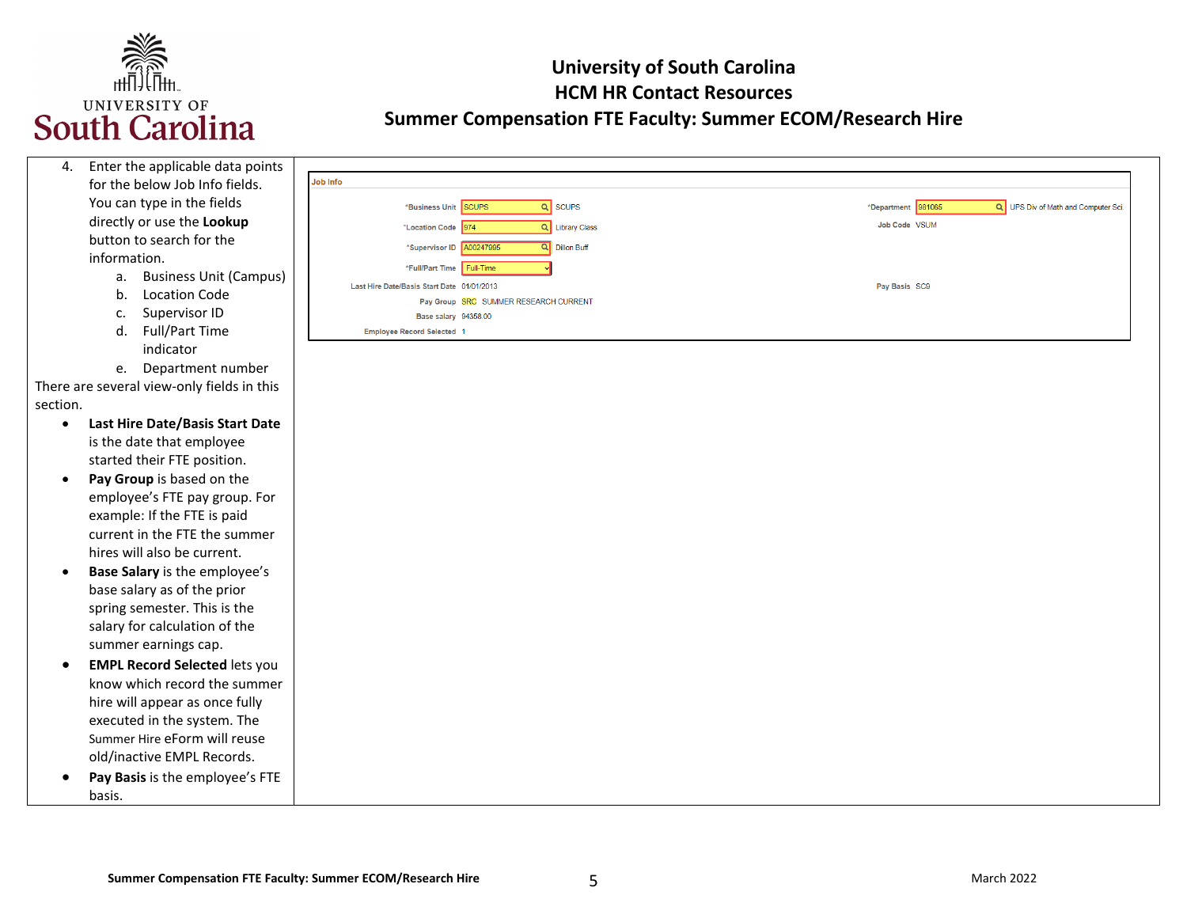4. Enter the applicable data points for the below Job Info fields. You can type in the fields directly or use the **Lookup** button to search for the information.
    a. Business Unit (Campus)
    b. Location Code
    c. Supervisor ID
    d. Full/Part Time indicator
    e. Department number

There are several view-only fields in this section.

- **Last Hire Date/Basis Start Date** is the date that employee started their FTE position.
- **Pay Group** is based on the employee's FTE pay group. For example: If the FTE is paid current in the FTE the summer hires will also be current.
- **Base Salary** is the employee's base salary as of the prior spring semester. This is the salary for calculation of the summer earnings cap.
- **EMPL Record Selected** lets you know which record the summer hire will appear as once fully executed in the system. The Summer Hire eForm will reuse old/inactive EMPL Records.
- **Pay Basis** is the employee's FTE basis.

**Job Info**

| Field | Value | Field | Value |
|---|---|---|---|
| *Business Unit | SCUPS — SCUPS | *Department | 981065 — UPS Div of Math and Computer Sci |
| *Location Code | 974 — Library Class | Job Code | VSUM |
| *Supervisor ID | A00247995 — Dillon Buff | | |
| *Full/Part Time | Full-Time | | |
| Last Hire Date/Basis Start Date | 01/01/2013 | Pay Basis | SC9 |
| Pay Group | SRC — SUMMER RESEARCH CURRENT | | |
| Base salary | 94358.00 | | |
| Employee Record Selected | 1 | | |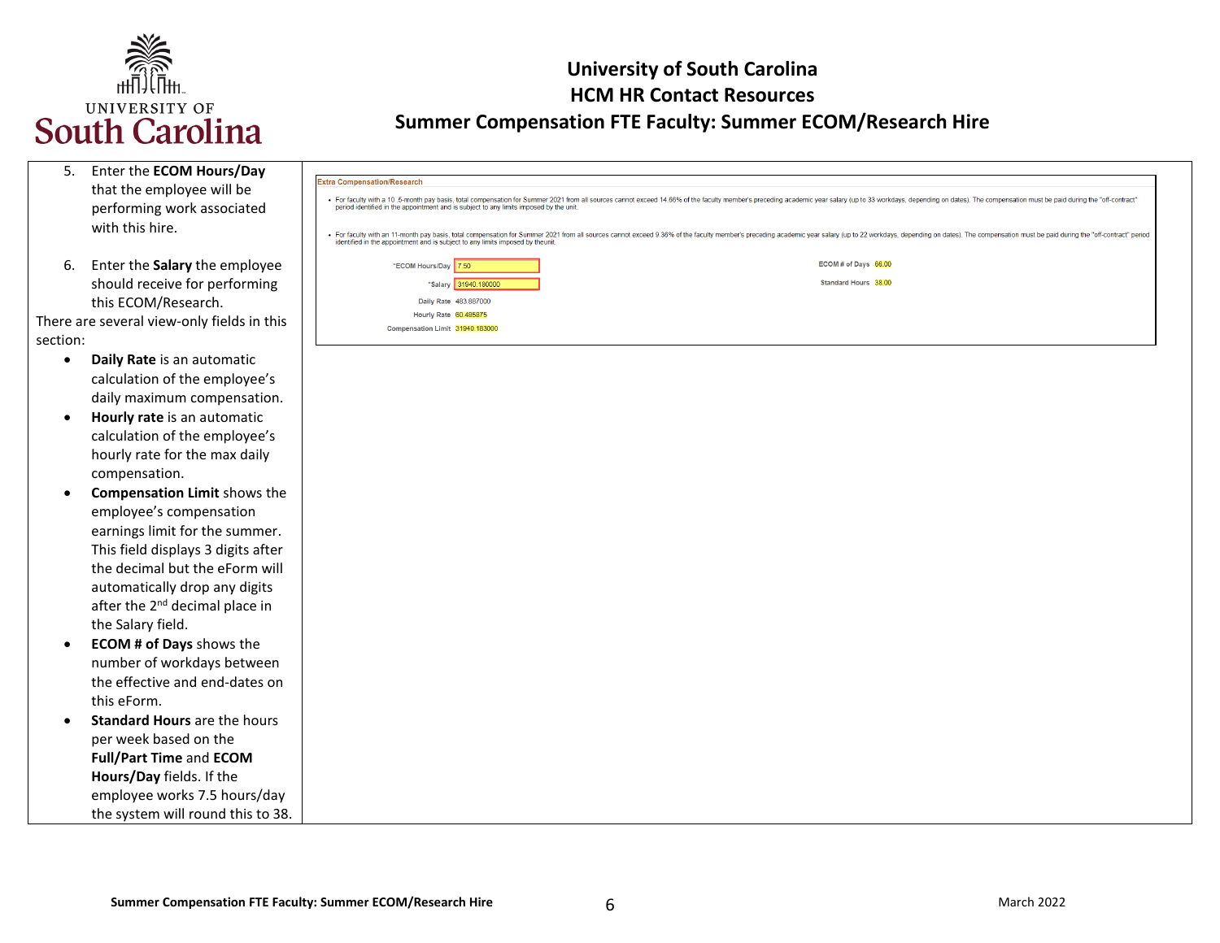5. Enter the **ECOM Hours/Day** that the employee will be performing work associated with this hire.

6. Enter the **Salary** the employee should receive for performing this ECOM/Research.

There are several view-only fields in this section:

- **Daily Rate** is an automatic calculation of the employee's daily maximum compensation.
- **Hourly rate** is an automatic calculation of the employee's hourly rate for the max daily compensation.
- **Compensation Limit** shows the employee's compensation earnings limit for the summer. This field displays 3 digits after the decimal but the eForm will automatically drop any digits after the 2nd decimal place in the Salary field.
- **ECOM # of Days** shows the number of workdays between the effective and end-dates on this eForm.
- **Standard Hours** are the hours per week based on the **Full/Part Time** and **ECOM Hours/Day** fields. If the employee works 7.5 hours/day the system will round this to 38.

**Extra Compensation/Research**

- For faculty with a 10 .5-month pay basis, total compensation for Summer 2021 from all sources cannot exceed 14.66% of the faculty member's preceding academic year salary (up to 33 workdays, depending on dates). The compensation must be paid during the "off-contract" period identified in the appointment and is subject to any limits imposed by the unit.
- For faculty with an 11-month pay basis, total compensation for Summer 2021 from all sources cannot exceed 9.36% of the faculty member's preceding academic year salary (up to 22 workdays, depending on dates). The compensation must be paid during the "off-contract" period identified in the appointment and is subject to any limits imposed by theunit.

| | | | |
|---|---|---|---|
| *ECOM Hours/Day | 7.50 | ECOM # of Days | 66.00 |
| *Salary | 31940.180000 | Standard Hours | 38.00 |
| Daily Rate | 483.887000 | | |
| Hourly Rate | 60.485875 | | |
| Compensation Limit | 31940.183000 | | |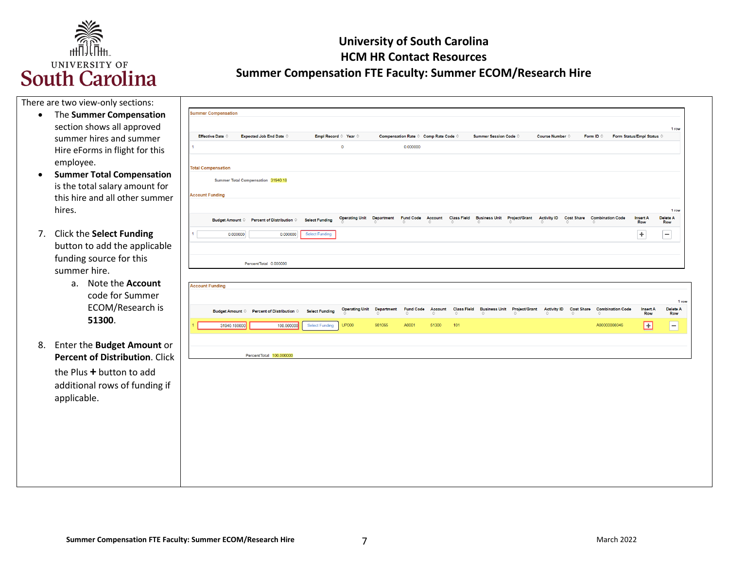There are two view-only sections:

- The **Summer Compensation** section shows all approved summer hires and summer Hire eForms in flight for this employee.
- **Summer Total Compensation** is the total salary amount for this hire and all other summer hires.

7. Click the **Select Funding** button to add the applicable funding source for this summer hire.
   a. Note the **Account** code for Summer ECOM/Research is **51300**.

8. Enter the **Budget Amount** or **Percent of Distribution**. Click the Plus **+** button to add additional rows of funding if applicable.

**Summer Compensation**

| | Effective Date | Expected Job End Date | Empl Record | Year | Compensation Rate | Comp Rate Code | Summer Session Code | Course Number | Form ID | Form Status/Empl Status |
|---|---|---|---|---|---|---|---|---|---|---|
| 1 | | | 0 | | 0.000000 | | | | | |

**Total Compensation**

Summer Total Compensation 31940.18

**Account Funding**

| | Budget Amount | Percent of Distribution | Select Funding | Operating Unit | Department | Fund Code | Account | Class Field | Business Unit | Project/Grant | Activity ID | Cost Share | Combination Code | Insert A Row | Delete A Row |
|---|---|---|---|---|---|---|---|---|---|---|---|---|---|---|---|
| 1 | 0.000000 | 0.000000 | Select Funding | | | | | | | | | | | + | − |

PercentTotal 0.000000

**Account Funding**

| | Budget Amount | Percent of Distribution | Select Funding | Operating Unit | Department | Fund Code | Account | Class Field | Business Unit | Project/Grant | Activity ID | Cost Share | Combination Code | Insert A Row | Delete A Row |
|---|---|---|---|---|---|---|---|---|---|---|---|---|---|---|---|
| 1 | 31940.180000 | 100.000000 | Select Funding | UP000 | 981065 | A0001 | 51300 | 101 | | | | | A00000008046 | + | − |

PercentTotal 100.000000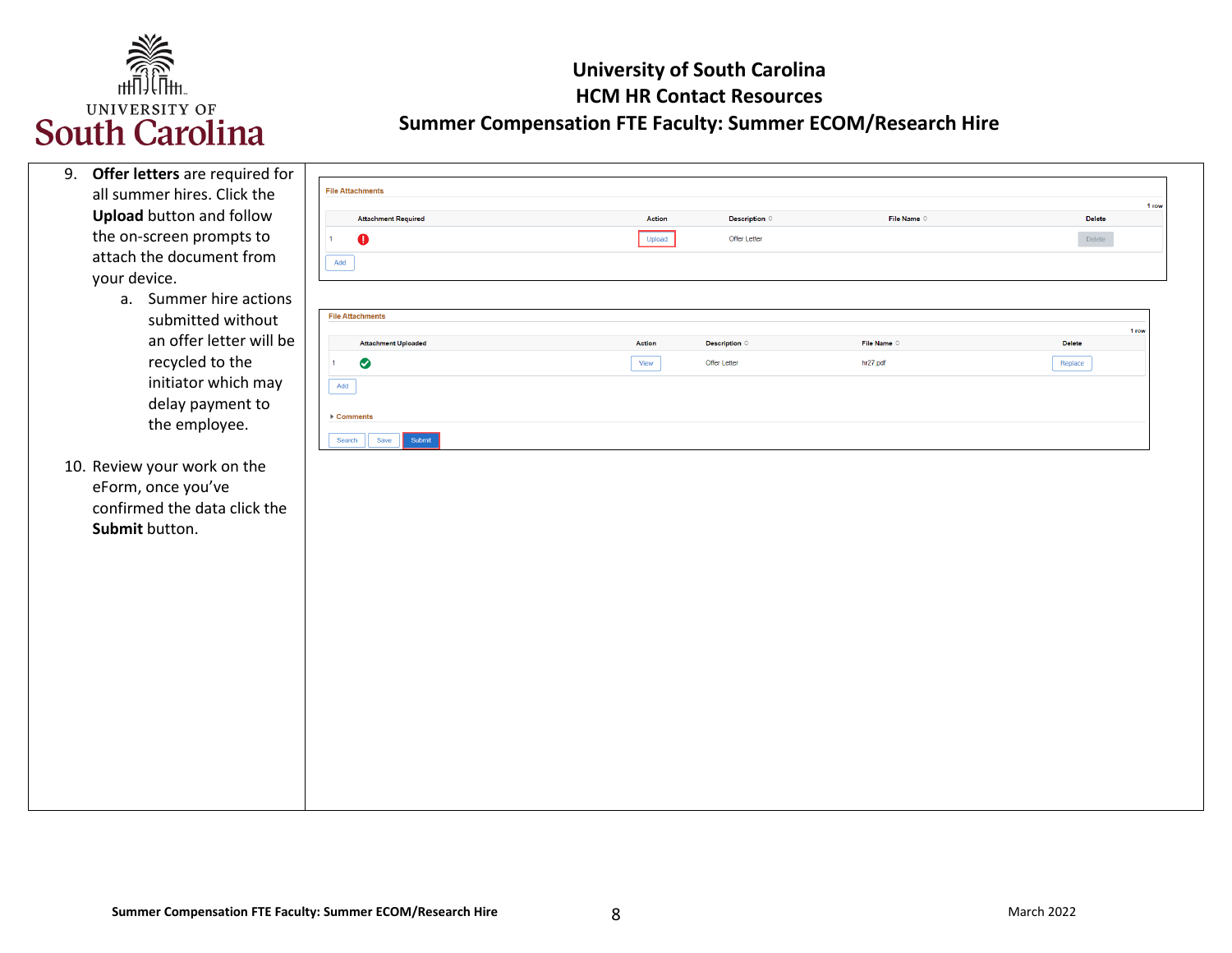9. **Offer letters** are required for all summer hires. Click the **Upload** button and follow the on-screen prompts to attach the document from your device.
    a. Summer hire actions submitted without an offer letter will be recycled to the initiator which may delay payment to the employee.

10. Review your work on the eForm, once you've confirmed the data click the **Submit** button.

**File Attachments**

1 row

| | Attachment Required | Action | Description | File Name | Delete |
|---|---|---|---|---|---|
| 1 | | Upload | Offer Letter | | Delete |

Add

**File Attachments**

1 row

| | Attachment Uploaded | Action | Description | File Name | Delete |
|---|---|---|---|---|---|
| 1 | | View | Offer Letter | hr27.pdf | Replace |

Add

Comments

Search | Save | Submit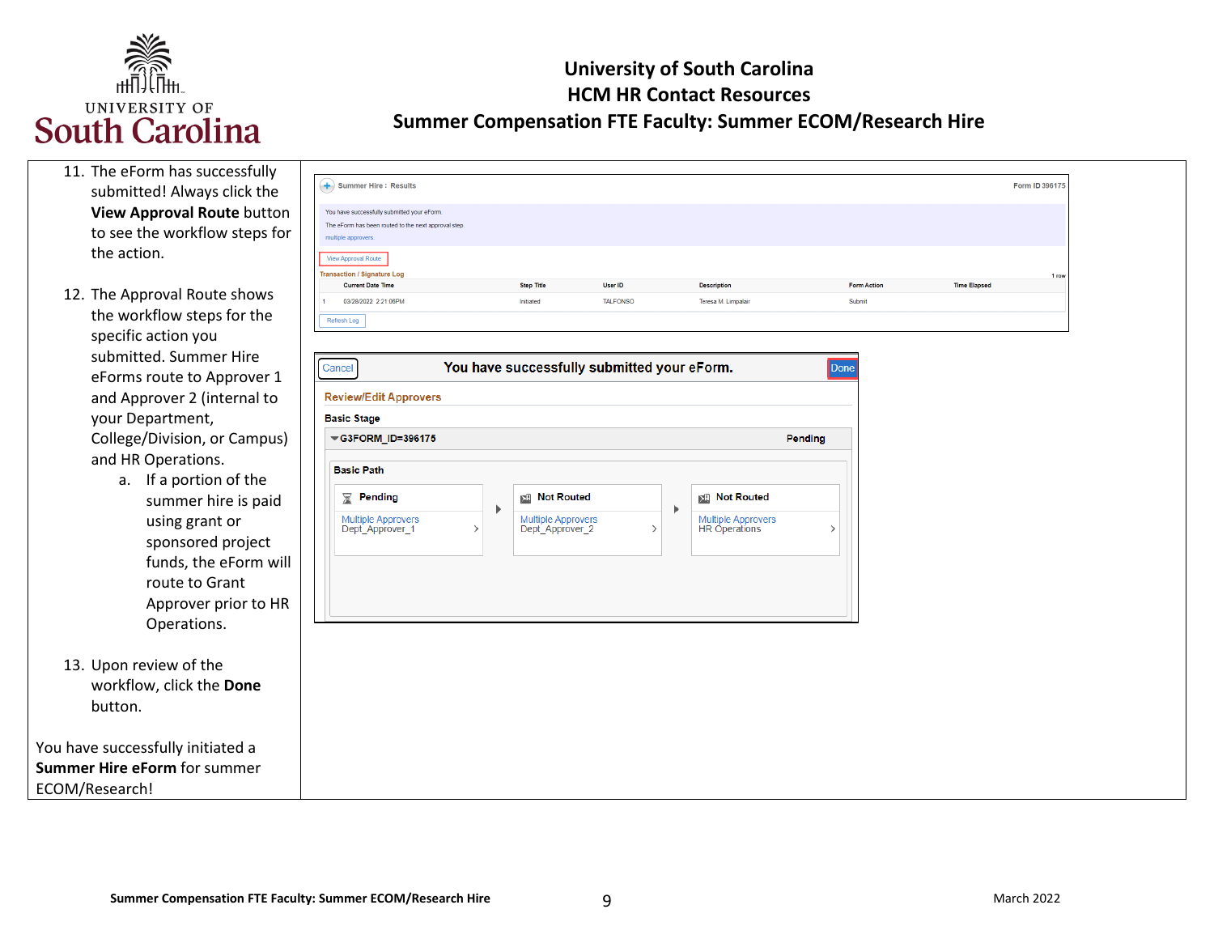# University of South Carolina
## HCM HR Contact Resources
## Summer Compensation FTE Faculty: Summer ECOM/Research Hire

11. The eForm has successfully submitted! Always click the **View Approval Route** button to see the workflow steps for the action.

12. The Approval Route shows the workflow steps for the specific action you submitted. Summer Hire eForms route to Approver 1 and Approver 2 (internal to your Department, College/Division, or Campus) and HR Operations.
    a. If a portion of the summer hire is paid using grant or sponsored project funds, the eForm will route to Grant Approver prior to HR Operations.

13. Upon review of the workflow, click the **Done** button.

You have successfully initiated a **Summer Hire eForm** for summer ECOM/Research!

Summer Hire : Results — Form ID 396175

You have successfully submitted your eForm.
The eForm has been routed to the next approval step.
multiple approvers.

View Approval Route

Transaction / Signature Log — 1 row

| | Current Date Time | Step Title | User ID | Description | Form Action | Time Elapsed |
|---|---|---|---|---|---|---|
| 1 | 03/28/2022 2:21:06PM | Initiated | TALFONSO | Teresa M. Limpalair | Submit | |

Refresh Log

Cancel — You have successfully submitted your eForm. — Done

Review/Edit Approvers

Basic Stage

G3FORM_ID=396175 — Pending

Basic Path

| Pending | Not Routed | Not Routed |
|---|---|---|
| Multiple Approvers Dept_Approver_1 | Multiple Approvers Dept_Approver_2 | Multiple Approvers HR Operations |